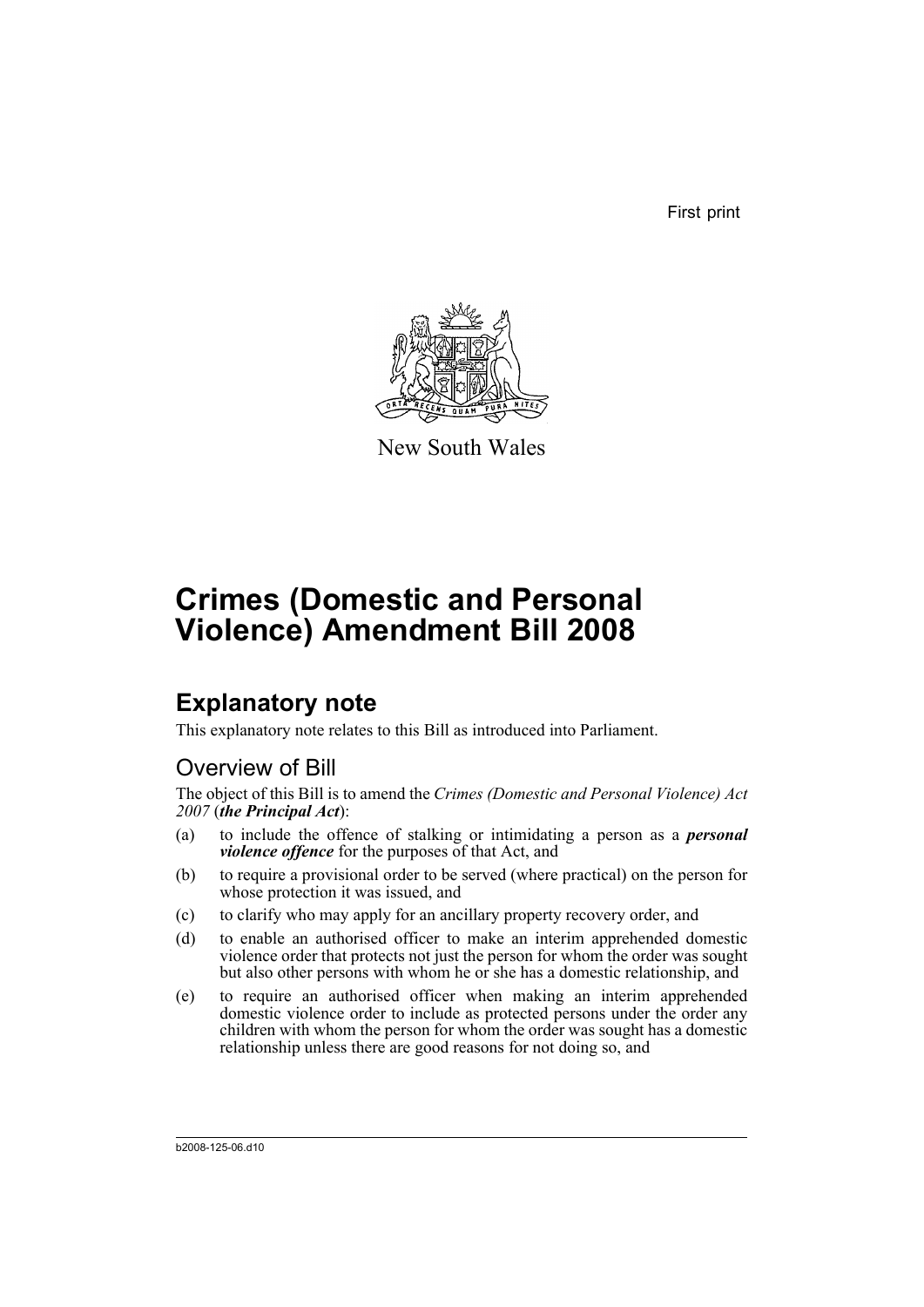First print

New South Wales

# Crimes (Domestic and Personal Violence) Amendment Bill 2008

## Explanatory note

This explanatory note relates to this Bill as introduced into Parliament.

### Overview of Bill

The object of this Bill is to amend the *Crimes (Domestic and Personal Violence) Act 2007* (***the Principal Act***):

(a) to include the offence of stalking or intimidating a person as a ***personal violence offence*** for the purposes of that Act, and

(b) to require a provisional order to be served (where practical) on the person for whose protection it was issued, and

(c) to clarify who may apply for an ancillary property recovery order, and

(d) to enable an authorised officer to make an interim apprehended domestic violence order that protects not just the person for whom the order was sought but also other persons with whom he or she has a domestic relationship, and

(e) to require an authorised officer when making an interim apprehended domestic violence order to include as protected persons under the order any children with whom the person for whom the order was sought has a domestic relationship unless there are good reasons for not doing so, and

b2008-125-06.d10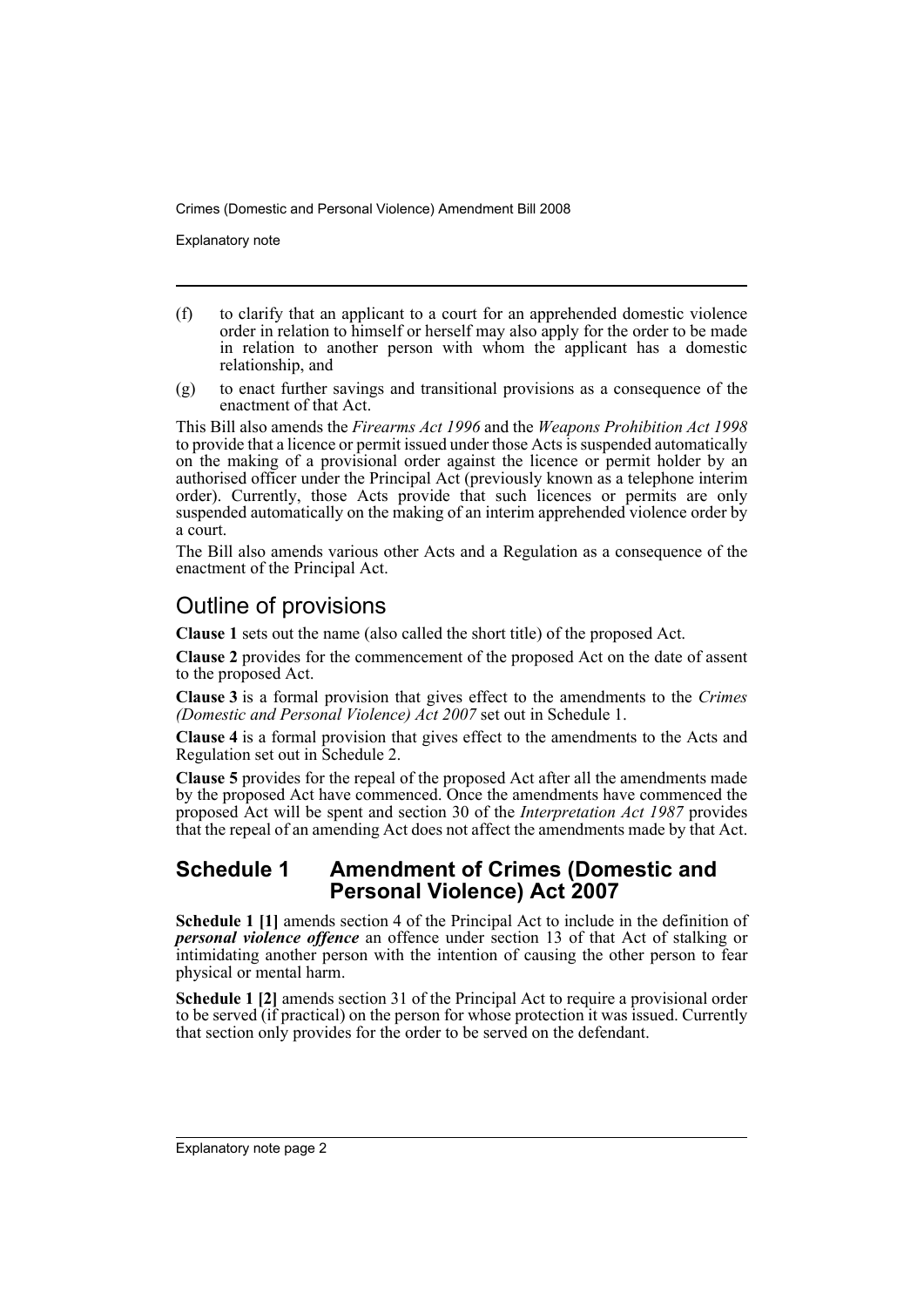(f) to clarify that an applicant to a court for an apprehended domestic violence order in relation to himself or herself may also apply for the order to be made in relation to another person with whom the applicant has a domestic relationship, and

(g) to enact further savings and transitional provisions as a consequence of the enactment of that Act.

This Bill also amends the *Firearms Act 1996* and the *Weapons Prohibition Act 1998* to provide that a licence or permit issued under those Acts is suspended automatically on the making of a provisional order against the licence or permit holder by an authorised officer under the Principal Act (previously known as a telephone interim order). Currently, those Acts provide that such licences or permits are only suspended automatically on the making of an interim apprehended violence order by a court.

The Bill also amends various other Acts and a Regulation as a consequence of the enactment of the Principal Act.

## Outline of provisions

**Clause 1** sets out the name (also called the short title) of the proposed Act.

**Clause 2** provides for the commencement of the proposed Act on the date of assent to the proposed Act.

**Clause 3** is a formal provision that gives effect to the amendments to the *Crimes (Domestic and Personal Violence) Act 2007* set out in Schedule 1.

**Clause 4** is a formal provision that gives effect to the amendments to the Acts and Regulation set out in Schedule 2.

**Clause 5** provides for the repeal of the proposed Act after all the amendments made by the proposed Act have commenced. Once the amendments have commenced the proposed Act will be spent and section 30 of the *Interpretation Act 1987* provides that the repeal of an amending Act does not affect the amendments made by that Act.

### Schedule 1 Amendment of Crimes (Domestic and Personal Violence) Act 2007

**Schedule 1 [1]** amends section 4 of the Principal Act to include in the definition of ***personal violence offence*** an offence under section 13 of that Act of stalking or intimidating another person with the intention of causing the other person to fear physical or mental harm.

**Schedule 1 [2]** amends section 31 of the Principal Act to require a provisional order to be served (if practical) on the person for whose protection it was issued. Currently that section only provides for the order to be served on the defendant.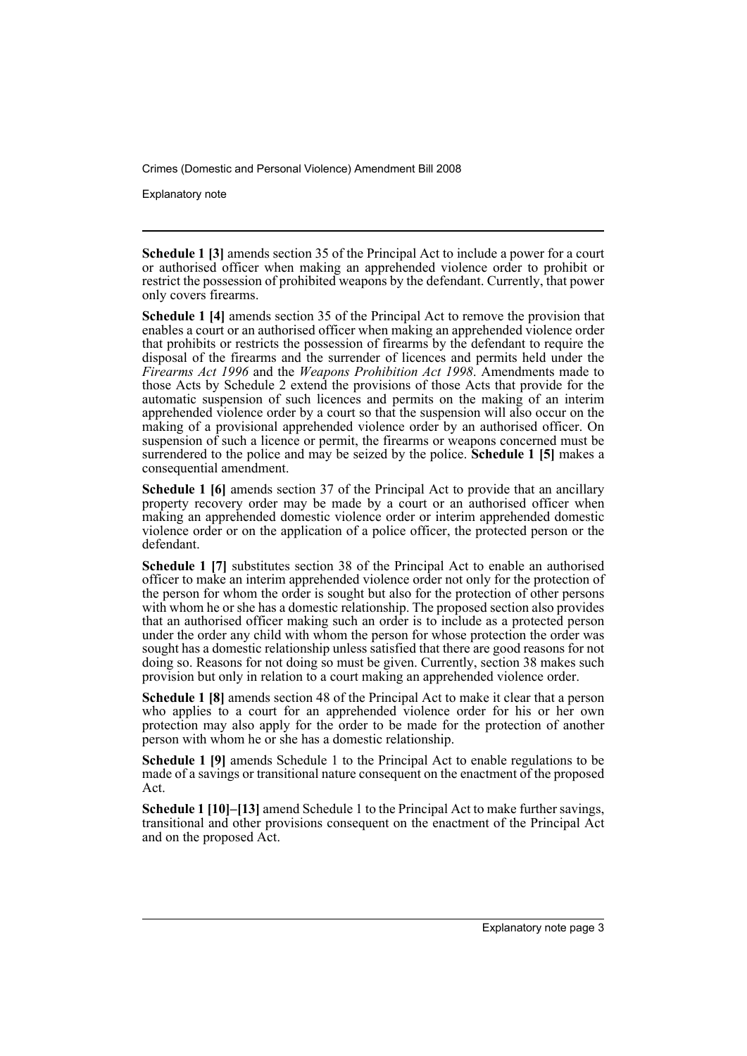**Schedule 1 [3]** amends section 35 of the Principal Act to include a power for a court or authorised officer when making an apprehended violence order to prohibit or restrict the possession of prohibited weapons by the defendant. Currently, that power only covers firearms.

**Schedule 1 [4]** amends section 35 of the Principal Act to remove the provision that enables a court or an authorised officer when making an apprehended violence order that prohibits or restricts the possession of firearms by the defendant to require the disposal of the firearms and the surrender of licences and permits held under the *Firearms Act 1996* and the *Weapons Prohibition Act 1998*. Amendments made to those Acts by Schedule 2 extend the provisions of those Acts that provide for the automatic suspension of such licences and permits on the making of an interim apprehended violence order by a court so that the suspension will also occur on the making of a provisional apprehended violence order by an authorised officer. On suspension of such a licence or permit, the firearms or weapons concerned must be surrendered to the police and may be seized by the police. **Schedule 1 [5]** makes a consequential amendment.

**Schedule 1 [6]** amends section 37 of the Principal Act to provide that an ancillary property recovery order may be made by a court or an authorised officer when making an apprehended domestic violence order or interim apprehended domestic violence order or on the application of a police officer, the protected person or the defendant.

**Schedule 1 [7]** substitutes section 38 of the Principal Act to enable an authorised officer to make an interim apprehended violence order not only for the protection of the person for whom the order is sought but also for the protection of other persons with whom he or she has a domestic relationship. The proposed section also provides that an authorised officer making such an order is to include as a protected person under the order any child with whom the person for whose protection the order was sought has a domestic relationship unless satisfied that there are good reasons for not doing so. Reasons for not doing so must be given. Currently, section 38 makes such provision but only in relation to a court making an apprehended violence order.

**Schedule 1 [8]** amends section 48 of the Principal Act to make it clear that a person who applies to a court for an apprehended violence order for his or her own protection may also apply for the order to be made for the protection of another person with whom he or she has a domestic relationship.

**Schedule 1 [9]** amends Schedule 1 to the Principal Act to enable regulations to be made of a savings or transitional nature consequent on the enactment of the proposed Act.

**Schedule 1 [10]–[13]** amend Schedule 1 to the Principal Act to make further savings, transitional and other provisions consequent on the enactment of the Principal Act and on the proposed Act.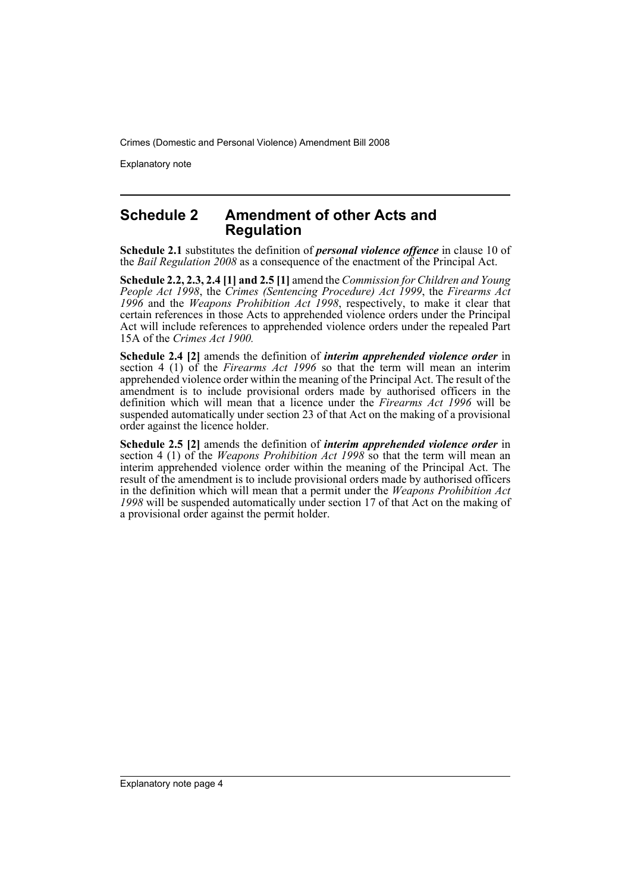## Schedule 2 Amendment of other Acts and Regulation

**Schedule 2.1** substitutes the definition of ***personal violence offence*** in clause 10 of the *Bail Regulation 2008* as a consequence of the enactment of the Principal Act.

**Schedule 2.2, 2.3, 2.4 [1] and 2.5 [1]** amend the *Commission for Children and Young People Act 1998*, the *Crimes (Sentencing Procedure) Act 1999*, the *Firearms Act 1996* and the *Weapons Prohibition Act 1998*, respectively, to make it clear that certain references in those Acts to apprehended violence orders under the Principal Act will include references to apprehended violence orders under the repealed Part 15A of the *Crimes Act 1900.*

**Schedule 2.4 [2]** amends the definition of ***interim apprehended violence order*** in section 4 (1) of the *Firearms Act 1996* so that the term will mean an interim apprehended violence order within the meaning of the Principal Act. The result of the amendment is to include provisional orders made by authorised officers in the definition which will mean that a licence under the *Firearms Act 1996* will be suspended automatically under section 23 of that Act on the making of a provisional order against the licence holder.

**Schedule 2.5 [2]** amends the definition of ***interim apprehended violence order*** in section 4 (1) of the *Weapons Prohibition Act 1998* so that the term will mean an interim apprehended violence order within the meaning of the Principal Act. The result of the amendment is to include provisional orders made by authorised officers in the definition which will mean that a permit under the *Weapons Prohibition Act 1998* will be suspended automatically under section 17 of that Act on the making of a provisional order against the permit holder.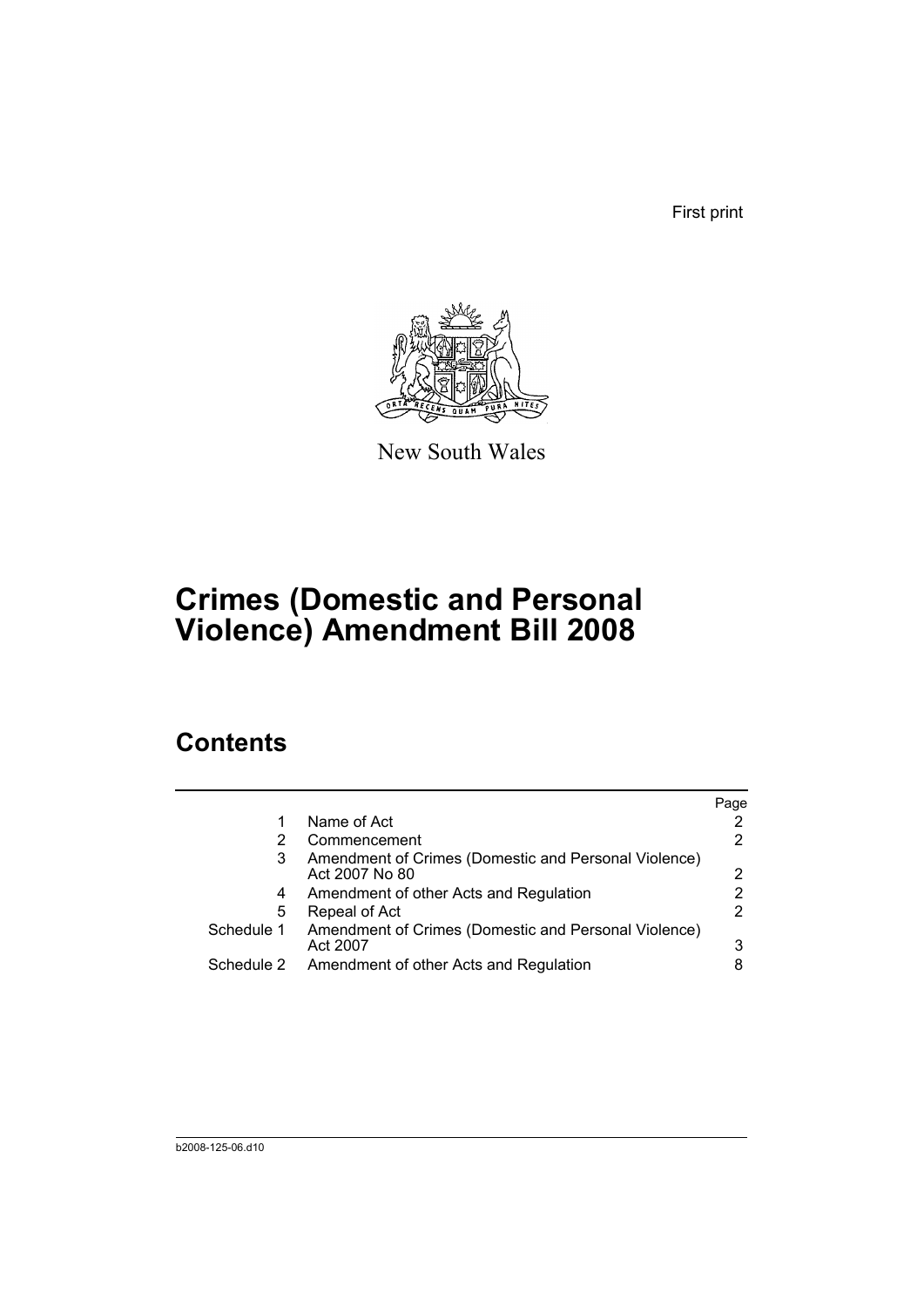First print

New South Wales

# Crimes (Domestic and Personal Violence) Amendment Bill 2008

## Contents

| | | Page |
|---|---|---|
| 1 | Name of Act | 2 |
| 2 | Commencement | 2 |
| 3 | Amendment of Crimes (Domestic and Personal Violence) Act 2007 No 80 | 2 |
| 4 | Amendment of other Acts and Regulation | 2 |
| 5 | Repeal of Act | 2 |
| Schedule 1 | Amendment of Crimes (Domestic and Personal Violence) Act 2007 | 3 |
| Schedule 2 | Amendment of other Acts and Regulation | 8 |

b2008-125-06.d10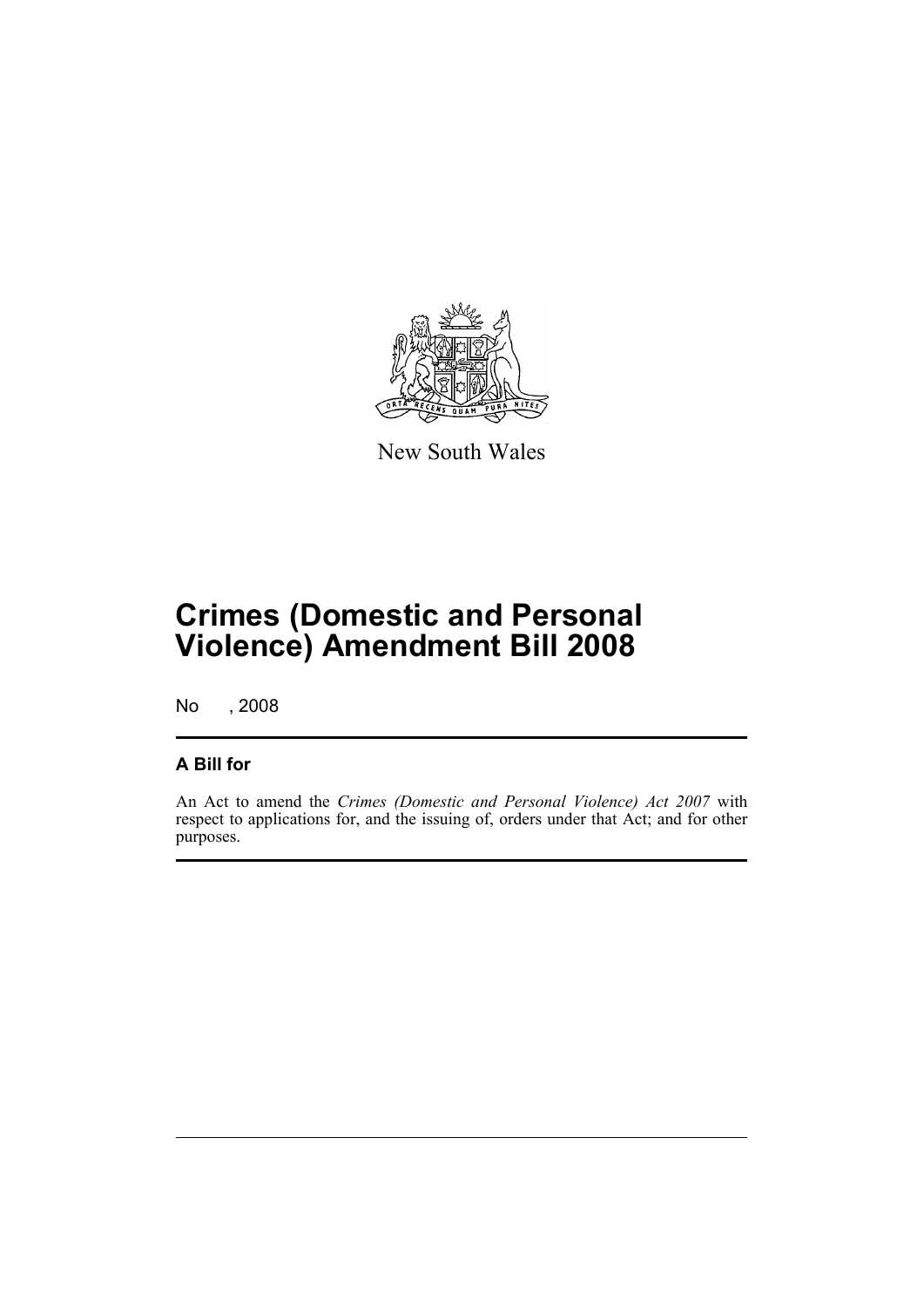New South Wales

# Crimes (Domestic and Personal Violence) Amendment Bill 2008

No , 2008

## A Bill for

An Act to amend the *Crimes (Domestic and Personal Violence) Act 2007* with respect to applications for, and the issuing of, orders under that Act; and for other purposes.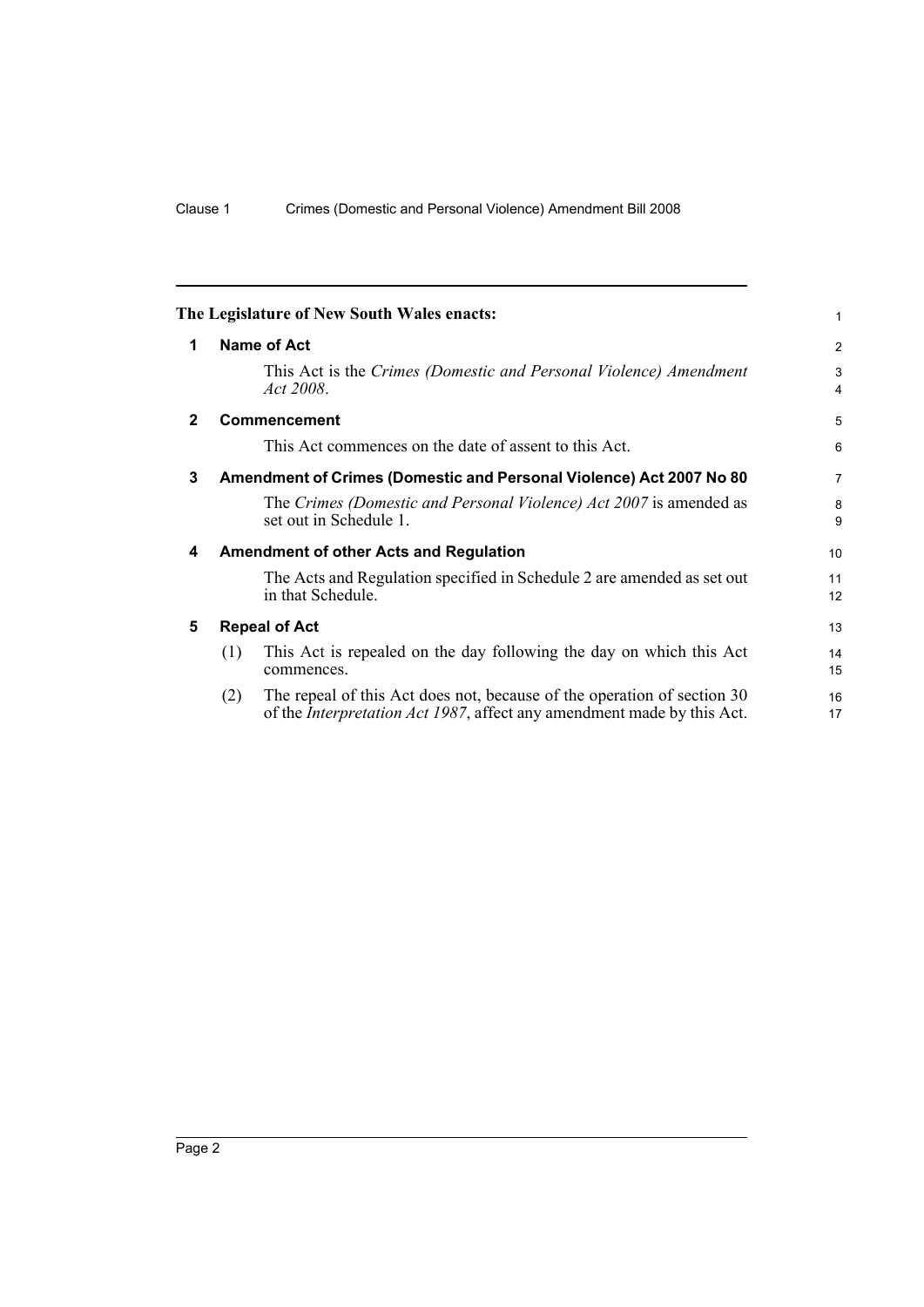The Legislature of New South Wales enacts:

## 1 Name of Act

This Act is the *Crimes (Domestic and Personal Violence) Amendment Act 2008*.

## 2 Commencement

This Act commences on the date of assent to this Act.

## 3 Amendment of Crimes (Domestic and Personal Violence) Act 2007 No 80

The *Crimes (Domestic and Personal Violence) Act 2007* is amended as set out in Schedule 1.

## 4 Amendment of other Acts and Regulation

The Acts and Regulation specified in Schedule 2 are amended as set out in that Schedule.

## 5 Repeal of Act

(1) This Act is repealed on the day following the day on which this Act commences.

(2) The repeal of this Act does not, because of the operation of section 30 of the *Interpretation Act 1987*, affect any amendment made by this Act.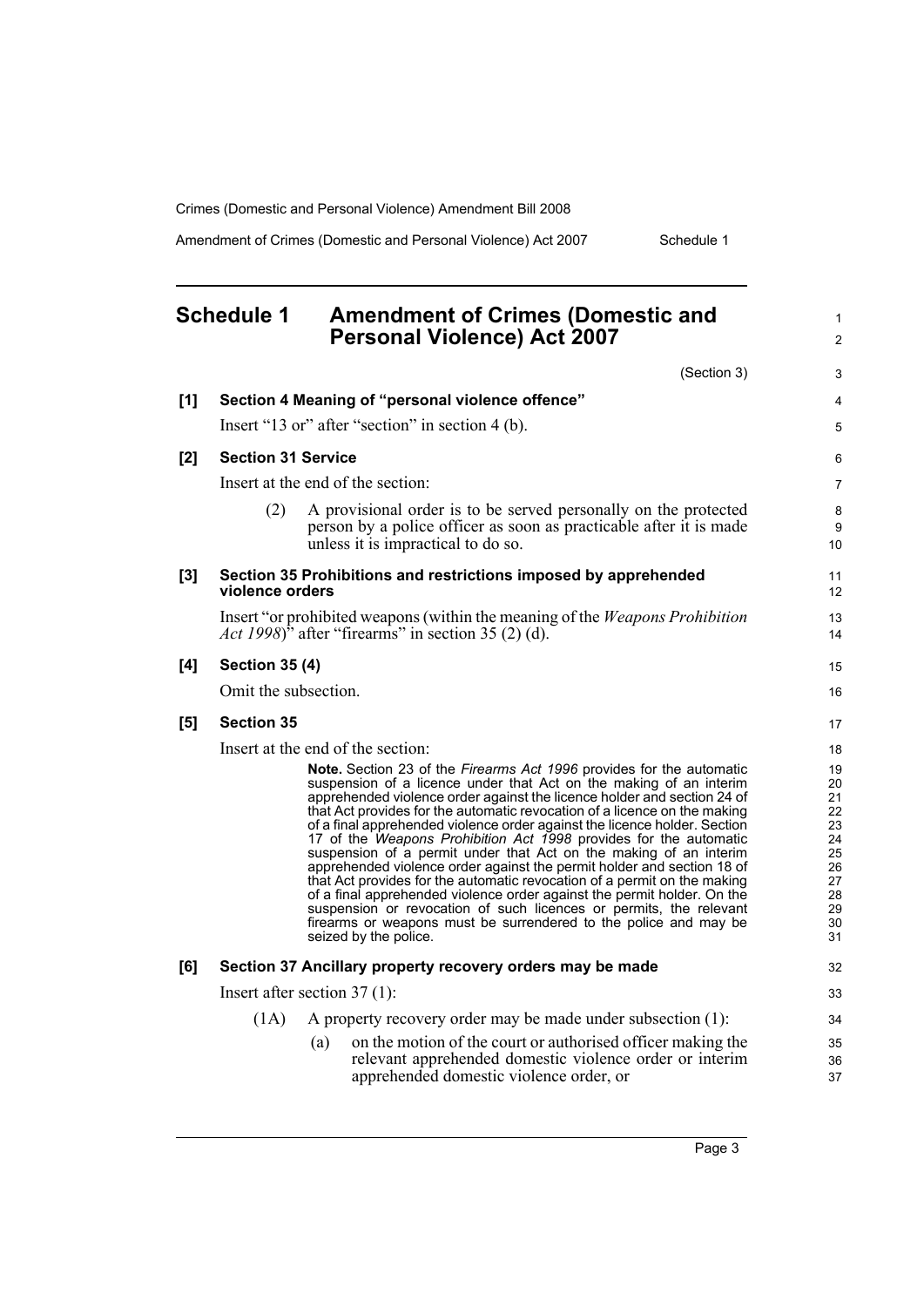## Schedule 1 Amendment of Crimes (Domestic and Personal Violence) Act 2007

(Section 3)

**[1] Section 4 Meaning of "personal violence offence"**

Insert "13 or" after "section" in section 4 (b).

**[2] Section 31 Service**

Insert at the end of the section:

(2) A provisional order is to be served personally on the protected person by a police officer as soon as practicable after it is made unless it is impractical to do so.

**[3] Section 35 Prohibitions and restrictions imposed by apprehended violence orders**

Insert "or prohibited weapons (within the meaning of the *Weapons Prohibition Act 1998*)" after "firearms" in section 35 (2) (d).

**[4] Section 35 (4)**

Omit the subsection.

**[5] Section 35**

Insert at the end of the section:

**Note.** Section 23 of the *Firearms Act 1996* provides for the automatic suspension of a licence under that Act on the making of an interim apprehended violence order against the licence holder and section 24 of that Act provides for the automatic revocation of a licence on the making of a final apprehended violence order against the licence holder. Section 17 of the *Weapons Prohibition Act 1998* provides for the automatic suspension of a permit under that Act on the making of an interim apprehended violence order against the permit holder and section 18 of that Act provides for the automatic revocation of a permit on the making of a final apprehended violence order against the permit holder. On the suspension or revocation of such licences or permits, the relevant firearms or weapons must be surrendered to the police and may be seized by the police.

**[6] Section 37 Ancillary property recovery orders may be made**

Insert after section 37 (1):

(1A) A property recovery order may be made under subsection (1):

(a) on the motion of the court or authorised officer making the relevant apprehended domestic violence order or interim apprehended domestic violence order, or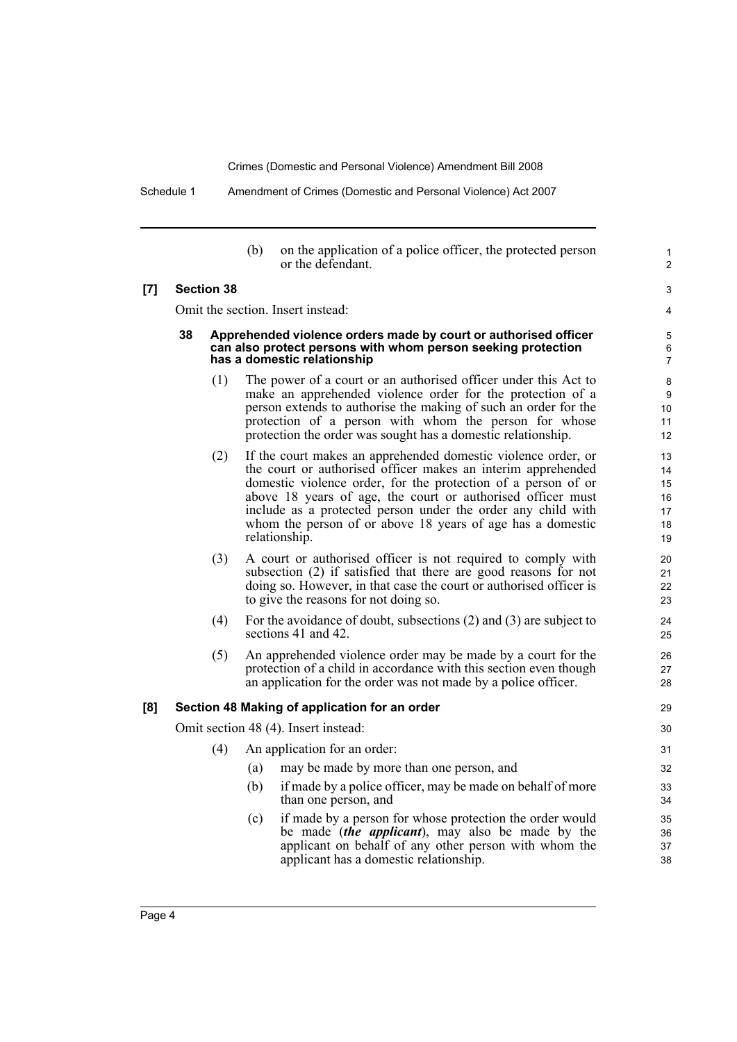(b) on the application of a police officer, the protected person or the defendant.

**[7] Section 38**

Omit the section. Insert instead:

**38 Apprehended violence orders made by court or authorised officer can also protect persons with whom person seeking protection has a domestic relationship**

(1) The power of a court or an authorised officer under this Act to make an apprehended violence order for the protection of a person extends to authorise the making of such an order for the protection of a person with whom the person for whose protection the order was sought has a domestic relationship.

(2) If the court makes an apprehended domestic violence order, or the court or authorised officer makes an interim apprehended domestic violence order, for the protection of a person of or above 18 years of age, the court or authorised officer must include as a protected person under the order any child with whom the person of or above 18 years of age has a domestic relationship.

(3) A court or authorised officer is not required to comply with subsection (2) if satisfied that there are good reasons for not doing so. However, in that case the court or authorised officer is to give the reasons for not doing so.

(4) For the avoidance of doubt, subsections (2) and (3) are subject to sections 41 and 42.

(5) An apprehended violence order may be made by a court for the protection of a child in accordance with this section even though an application for the order was not made by a police officer.

**[8] Section 48 Making of application for an order**

Omit section 48 (4). Insert instead:

(4) An application for an order:

(a) may be made by more than one person, and

(b) if made by a police officer, may be made on behalf of more than one person, and

(c) if made by a person for whose protection the order would be made (***the applicant***), may also be made by the applicant on behalf of any other person with whom the applicant has a domestic relationship.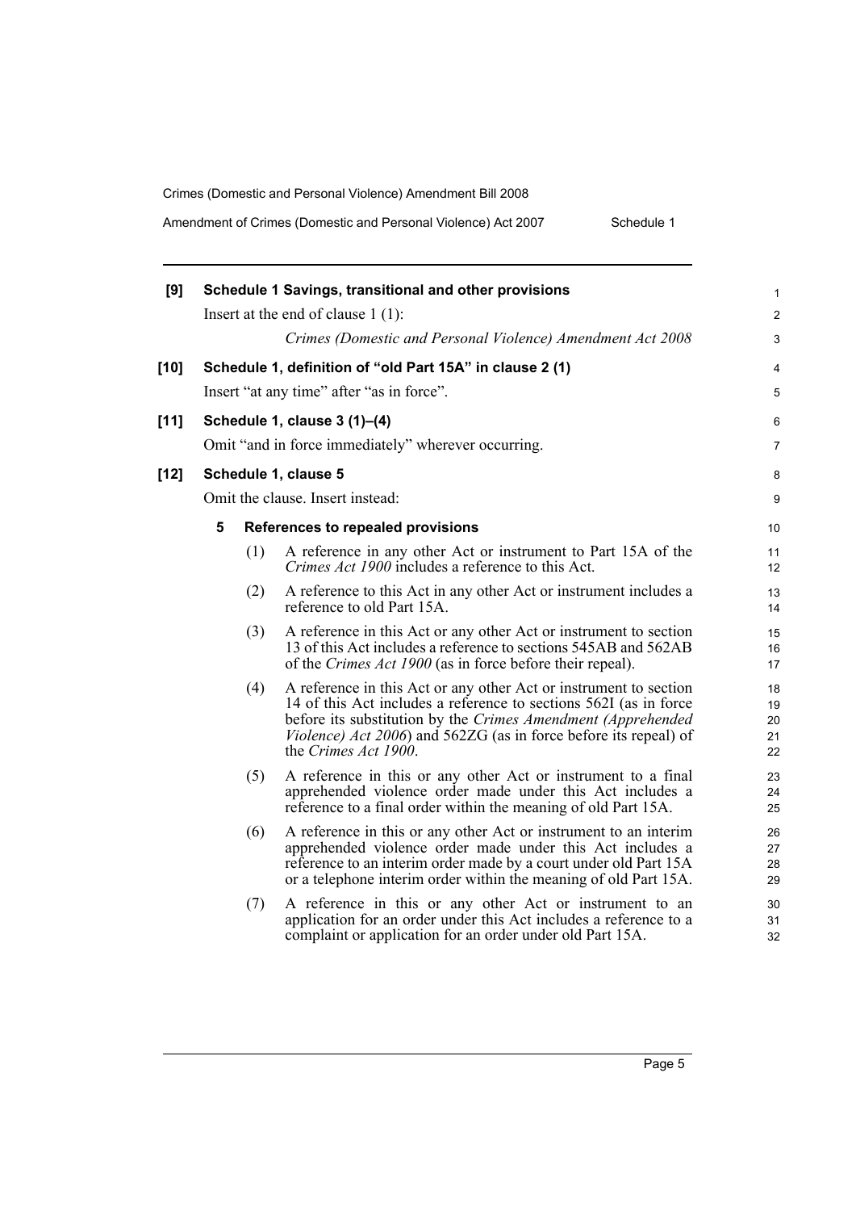**[9] Schedule 1 Savings, transitional and other provisions**

Insert at the end of clause 1 (1):

*Crimes (Domestic and Personal Violence) Amendment Act 2008*

**[10] Schedule 1, definition of "old Part 15A" in clause 2 (1)**

Insert "at any time" after "as in force".

**[11] Schedule 1, clause 3 (1)–(4)**

Omit "and in force immediately" wherever occurring.

**[12] Schedule 1, clause 5**

Omit the clause. Insert instead:

**5 References to repealed provisions**

(1) A reference in any other Act or instrument to Part 15A of the *Crimes Act 1900* includes a reference to this Act.

(2) A reference to this Act in any other Act or instrument includes a reference to old Part 15A.

(3) A reference in this Act or any other Act or instrument to section 13 of this Act includes a reference to sections 545AB and 562AB of the *Crimes Act 1900* (as in force before their repeal).

(4) A reference in this Act or any other Act or instrument to section 14 of this Act includes a reference to sections 562I (as in force before its substitution by the *Crimes Amendment (Apprehended Violence) Act 2006*) and 562ZG (as in force before its repeal) of the *Crimes Act 1900*.

(5) A reference in this or any other Act or instrument to a final apprehended violence order made under this Act includes a reference to a final order within the meaning of old Part 15A.

(6) A reference in this or any other Act or instrument to an interim apprehended violence order made under this Act includes a reference to an interim order made by a court under old Part 15A or a telephone interim order within the meaning of old Part 15A.

(7) A reference in this or any other Act or instrument to an application for an order under this Act includes a reference to a complaint or application for an order under old Part 15A.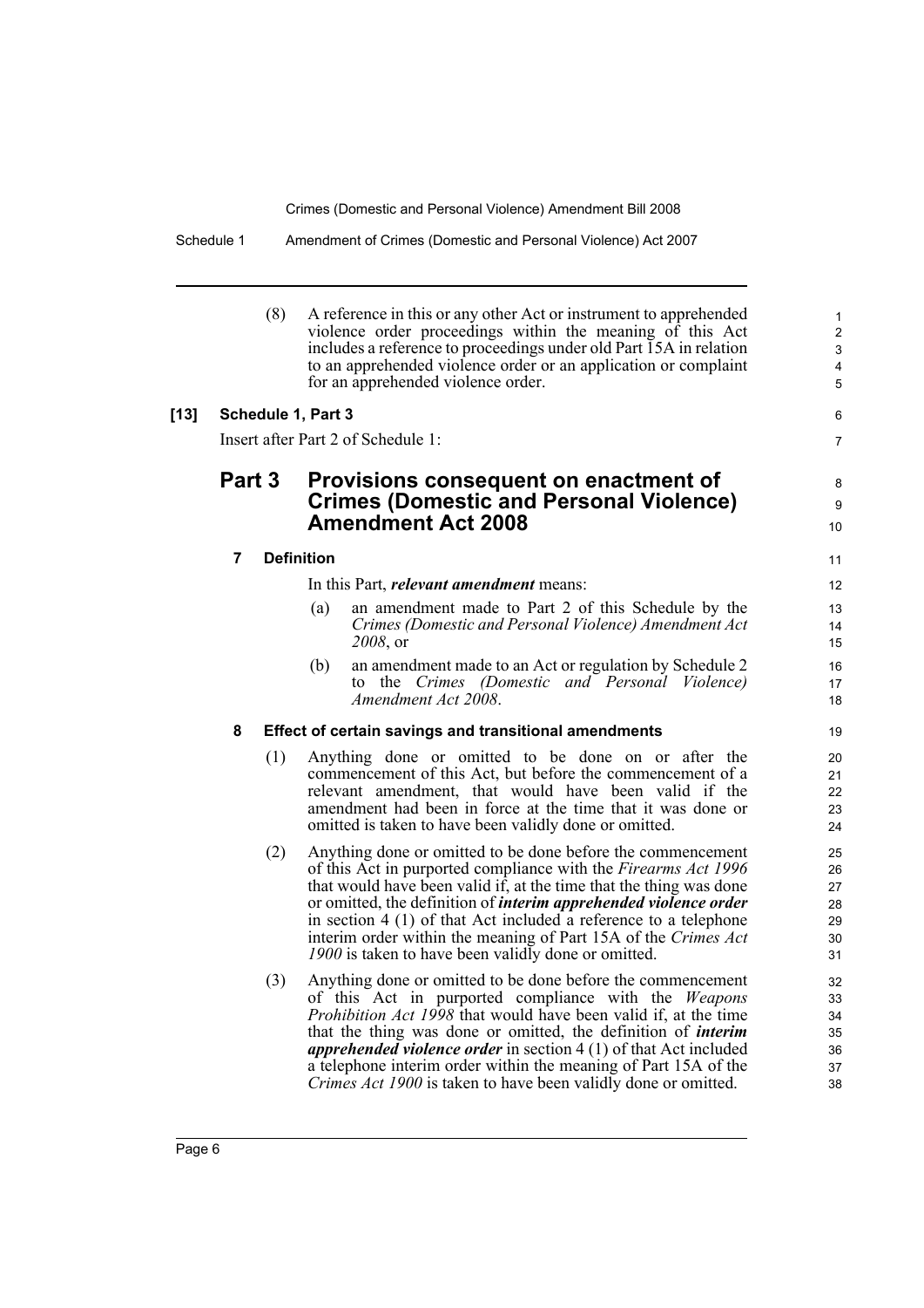(8) A reference in this or any other Act or instrument to apprehended violence order proceedings within the meaning of this Act includes a reference to proceedings under old Part 15A in relation to an apprehended violence order or an application or complaint for an apprehended violence order.

**[13] Schedule 1, Part 3**

Insert after Part 2 of Schedule 1:

## Part 3 Provisions consequent on enactment of Crimes (Domestic and Personal Violence) Amendment Act 2008

### 7 Definition

In this Part, ***relevant amendment*** means:

(a) an amendment made to Part 2 of this Schedule by the *Crimes (Domestic and Personal Violence) Amendment Act 2008*, or

(b) an amendment made to an Act or regulation by Schedule 2 to the *Crimes (Domestic and Personal Violence) Amendment Act 2008*.

### 8 Effect of certain savings and transitional amendments

(1) Anything done or omitted to be done on or after the commencement of this Act, but before the commencement of a relevant amendment, that would have been valid if the amendment had been in force at the time that it was done or omitted is taken to have been validly done or omitted.

(2) Anything done or omitted to be done before the commencement of this Act in purported compliance with the *Firearms Act 1996* that would have been valid if, at the time that the thing was done or omitted, the definition of ***interim apprehended violence order*** in section 4 (1) of that Act included a reference to a telephone interim order within the meaning of Part 15A of the *Crimes Act 1900* is taken to have been validly done or omitted.

(3) Anything done or omitted to be done before the commencement of this Act in purported compliance with the *Weapons Prohibition Act 1998* that would have been valid if, at the time that the thing was done or omitted, the definition of ***interim apprehended violence order*** in section 4 (1) of that Act included a telephone interim order within the meaning of Part 15A of the *Crimes Act 1900* is taken to have been validly done or omitted.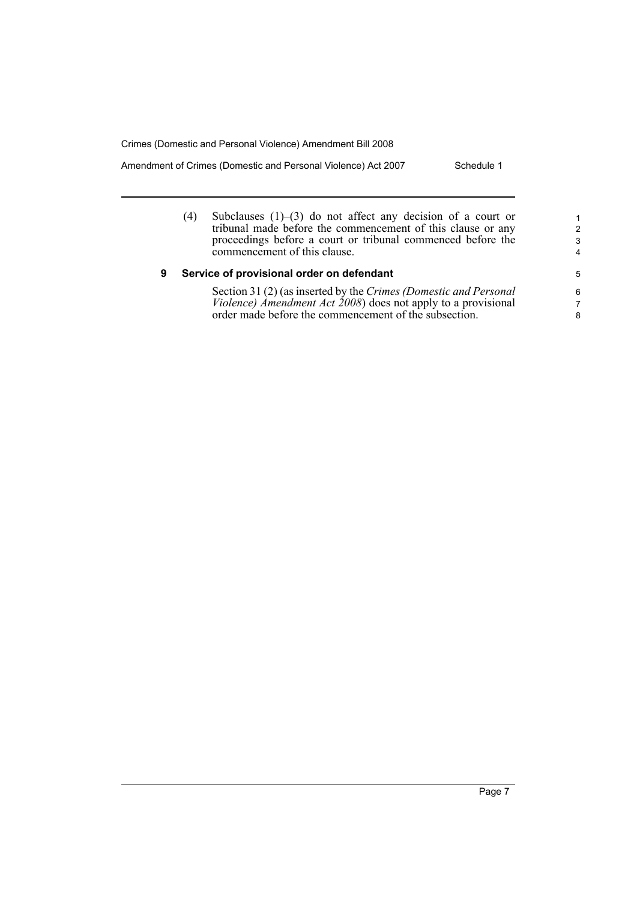(4) Subclauses (1)–(3) do not affect any decision of a court or tribunal made before the commencement of this clause or any proceedings before a court or tribunal commenced before the commencement of this clause.

### 9 Service of provisional order on defendant

Section 31 (2) (as inserted by the *Crimes (Domestic and Personal Violence) Amendment Act 2008*) does not apply to a provisional order made before the commencement of the subsection.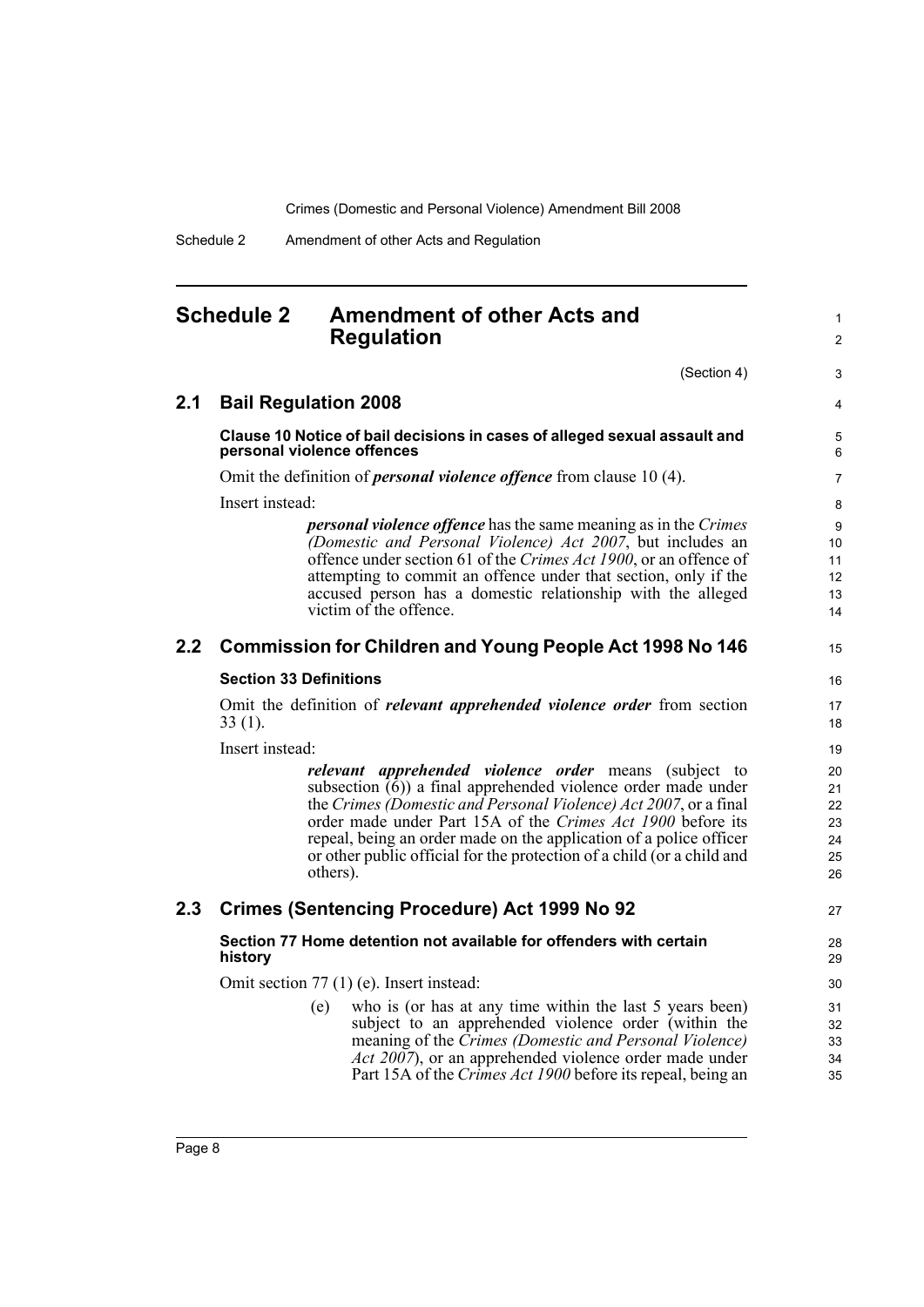# Schedule 2 Amendment of other Acts and Regulation

(Section 4)

## 2.1 Bail Regulation 2008

### Clause 10 Notice of bail decisions in cases of alleged sexual assault and personal violence offences

Omit the definition of ***personal violence offence*** from clause 10 (4).

Insert instead:

> ***personal violence offence*** has the same meaning as in the *Crimes (Domestic and Personal Violence) Act 2007*, but includes an offence under section 61 of the *Crimes Act 1900*, or an offence of attempting to commit an offence under that section, only if the accused person has a domestic relationship with the alleged victim of the offence.

## 2.2 Commission for Children and Young People Act 1998 No 146

### Section 33 Definitions

Omit the definition of ***relevant apprehended violence order*** from section 33 (1).

Insert instead:

> ***relevant apprehended violence order*** means (subject to subsection (6)) a final apprehended violence order made under the *Crimes (Domestic and Personal Violence) Act 2007*, or a final order made under Part 15A of the *Crimes Act 1900* before its repeal, being an order made on the application of a police officer or other public official for the protection of a child (or a child and others).

## 2.3 Crimes (Sentencing Procedure) Act 1999 No 92

### Section 77 Home detention not available for offenders with certain history

Omit section 77 (1) (e). Insert instead:

> (e) who is (or has at any time within the last 5 years been) subject to an apprehended violence order (within the meaning of the *Crimes (Domestic and Personal Violence) Act 2007*), or an apprehended violence order made under Part 15A of the *Crimes Act 1900* before its repeal, being an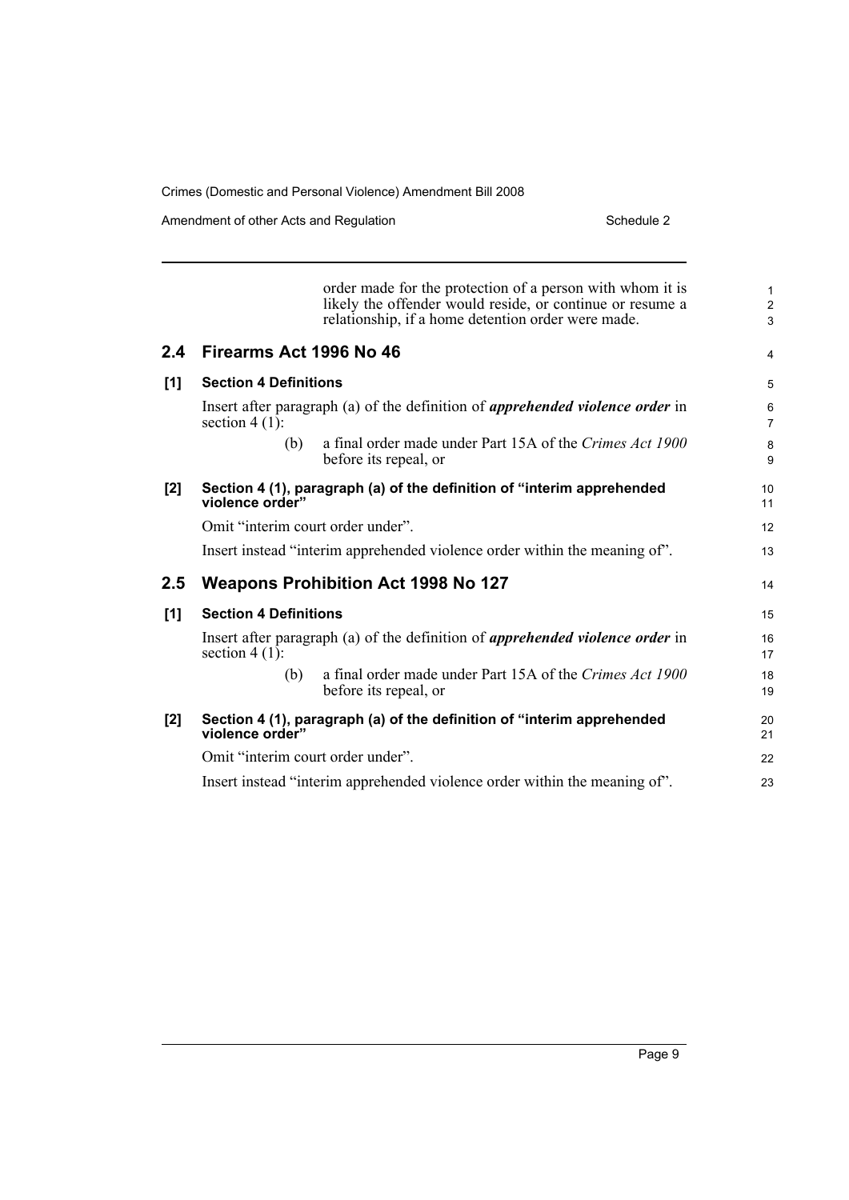order made for the protection of a person with whom it is likely the offender would reside, or continue or resume a relationship, if a home detention order were made.

## 2.4 Firearms Act 1996 No 46

### [1] Section 4 Definitions

Insert after paragraph (a) of the definition of ***apprehended violence order*** in section 4 (1):

> (b) a final order made under Part 15A of the *Crimes Act 1900* before its repeal, or

### [2] Section 4 (1), paragraph (a) of the definition of "interim apprehended violence order"

Omit "interim court order under".

Insert instead "interim apprehended violence order within the meaning of".

## 2.5 Weapons Prohibition Act 1998 No 127

### [1] Section 4 Definitions

Insert after paragraph (a) of the definition of ***apprehended violence order*** in section 4 (1):

> (b) a final order made under Part 15A of the *Crimes Act 1900* before its repeal, or

### [2] Section 4 (1), paragraph (a) of the definition of "interim apprehended violence order"

Omit "interim court order under".

Insert instead "interim apprehended violence order within the meaning of".